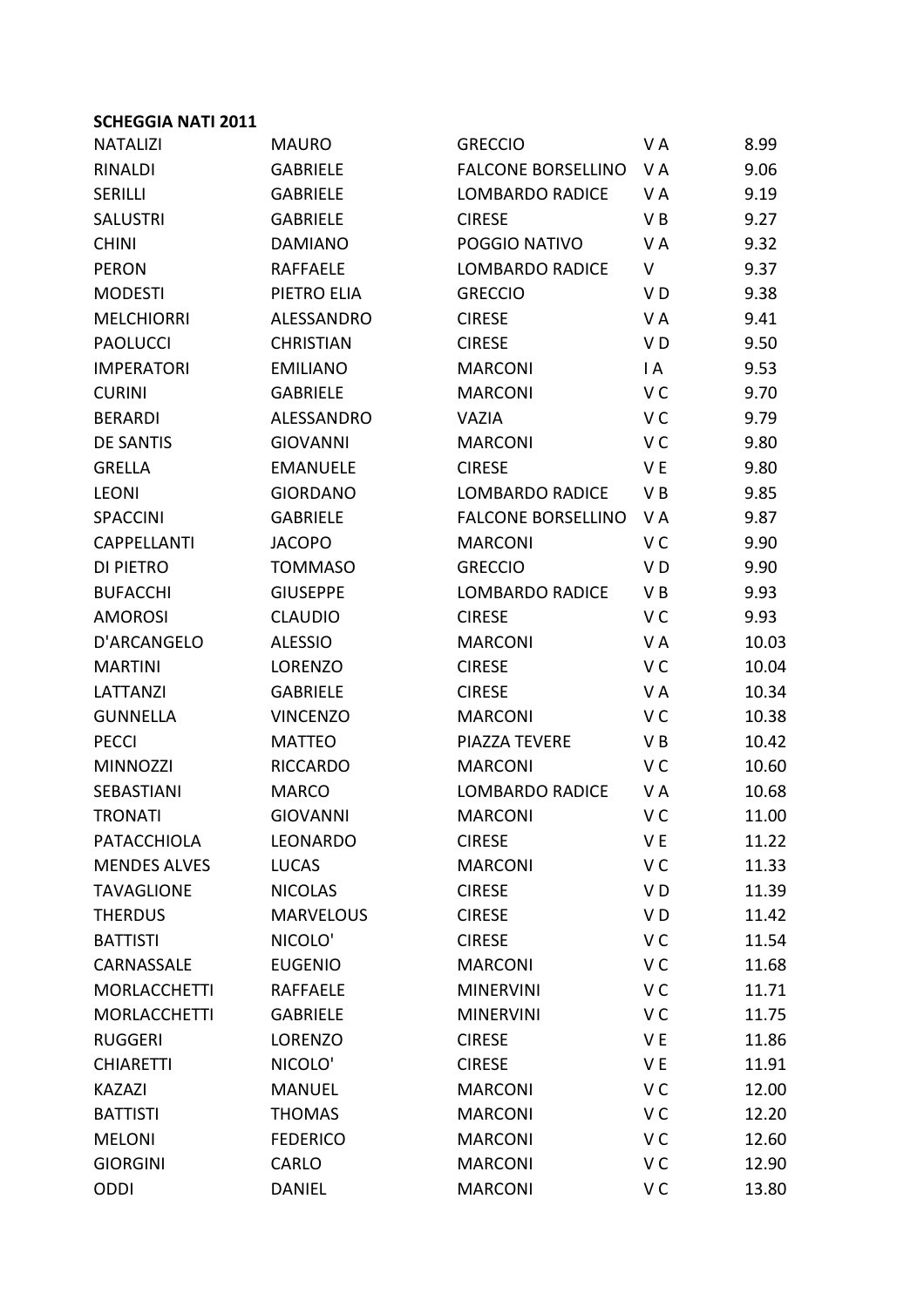**SCHEGGIA NATI 2011**

| | | | | |
|---|---|---|---|---|
| NATALIZI | MAURO | GRECCIO | V A | 8.99 |
| RINALDI | GABRIELE | FALCONE BORSELLINO | V A | 9.06 |
| SERILLI | GABRIELE | LOMBARDO RADICE | V A | 9.19 |
| SALUSTRI | GABRIELE | CIRESE | V B | 9.27 |
| CHINI | DAMIANO | POGGIO NATIVO | V A | 9.32 |
| PERON | RAFFAELE | LOMBARDO RADICE | V | 9.37 |
| MODESTI | PIETRO ELIA | GRECCIO | V D | 9.38 |
| MELCHIORRI | ALESSANDRO | CIRESE | V A | 9.41 |
| PAOLUCCI | CHRISTIAN | CIRESE | V D | 9.50 |
| IMPERATORI | EMILIANO | MARCONI | I A | 9.53 |
| CURINI | GABRIELE | MARCONI | V C | 9.70 |
| BERARDI | ALESSANDRO | VAZIA | V C | 9.79 |
| DE SANTIS | GIOVANNI | MARCONI | V C | 9.80 |
| GRELLA | EMANUELE | CIRESE | V E | 9.80 |
| LEONI | GIORDANO | LOMBARDO RADICE | V B | 9.85 |
| SPACCINI | GABRIELE | FALCONE BORSELLINO | V A | 9.87 |
| CAPPELLANTI | JACOPO | MARCONI | V C | 9.90 |
| DI PIETRO | TOMMASO | GRECCIO | V D | 9.90 |
| BUFACCHI | GIUSEPPE | LOMBARDO RADICE | V B | 9.93 |
| AMOROSI | CLAUDIO | CIRESE | V C | 9.93 |
| D'ARCANGELO | ALESSIO | MARCONI | V A | 10.03 |
| MARTINI | LORENZO | CIRESE | V C | 10.04 |
| LATTANZI | GABRIELE | CIRESE | V A | 10.34 |
| GUNNELLA | VINCENZO | MARCONI | V C | 10.38 |
| PECCI | MATTEO | PIAZZA TEVERE | V B | 10.42 |
| MINNOZZI | RICCARDO | MARCONI | V C | 10.60 |
| SEBASTIANI | MARCO | LOMBARDO RADICE | V A | 10.68 |
| TRONATI | GIOVANNI | MARCONI | V C | 11.00 |
| PATACCHIOLA | LEONARDO | CIRESE | V E | 11.22 |
| MENDES ALVES | LUCAS | MARCONI | V C | 11.33 |
| TAVAGLIONE | NICOLAS | CIRESE | V D | 11.39 |
| THERDUS | MARVELOUS | CIRESE | V D | 11.42 |
| BATTISTI | NICOLO' | CIRESE | V C | 11.54 |
| CARNASSALE | EUGENIO | MARCONI | V C | 11.68 |
| MORLACCHETTI | RAFFAELE | MINERVINI | V C | 11.71 |
| MORLACCHETTI | GABRIELE | MINERVINI | V C | 11.75 |
| RUGGERI | LORENZO | CIRESE | V E | 11.86 |
| CHIARETTI | NICOLO' | CIRESE | V E | 11.91 |
| KAZAZI | MANUEL | MARCONI | V C | 12.00 |
| BATTISTI | THOMAS | MARCONI | V C | 12.20 |
| MELONI | FEDERICO | MARCONI | V C | 12.60 |
| GIORGINI | CARLO | MARCONI | V C | 12.90 |
| ODDI | DANIEL | MARCONI | V C | 13.80 |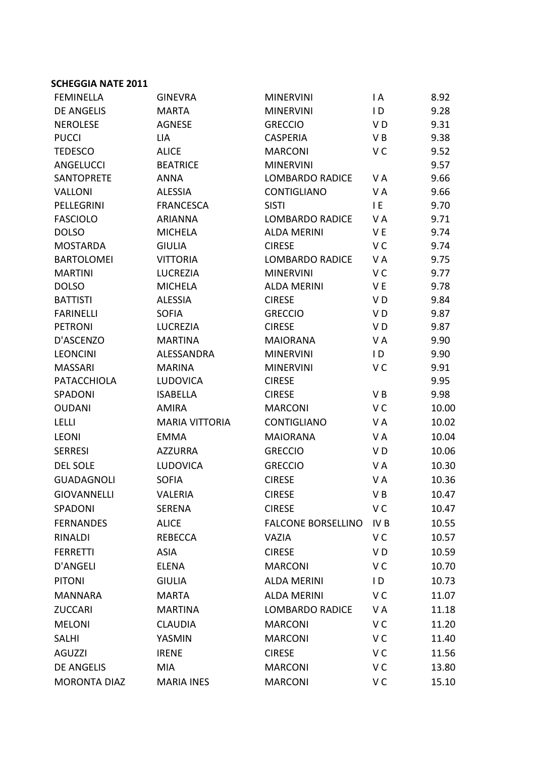**SCHEGGIA NATE 2011**

| | | | | |
|---|---|---|---|---|
| FEMINELLA | GINEVRA | MINERVINI | I A | 8.92 |
| DE ANGELIS | MARTA | MINERVINI | I D | 9.28 |
| NEROLESE | AGNESE | GRECCIO | V D | 9.31 |
| PUCCI | LIA | CASPERIA | V B | 9.38 |
| TEDESCO | ALICE | MARCONI | V C | 9.52 |
| ANGELUCCI | BEATRICE | MINERVINI | | 9.57 |
| SANTOPRETE | ANNA | LOMBARDO RADICE | V A | 9.66 |
| VALLONI | ALESSIA | CONTIGLIANO | V A | 9.66 |
| PELLEGRINI | FRANCESCA | SISTI | I E | 9.70 |
| FASCIOLO | ARIANNA | LOMBARDO RADICE | V A | 9.71 |
| DOLSO | MICHELA | ALDA MERINI | V E | 9.74 |
| MOSTARDA | GIULIA | CIRESE | V C | 9.74 |
| BARTOLOMEI | VITTORIA | LOMBARDO RADICE | V A | 9.75 |
| MARTINI | LUCREZIA | MINERVINI | V C | 9.77 |
| DOLSO | MICHELA | ALDA MERINI | V E | 9.78 |
| BATTISTI | ALESSIA | CIRESE | V D | 9.84 |
| FARINELLI | SOFIA | GRECCIO | V D | 9.87 |
| PETRONI | LUCREZIA | CIRESE | V D | 9.87 |
| D'ASCENZO | MARTINA | MAIORANA | V A | 9.90 |
| LEONCINI | ALESSANDRA | MINERVINI | I D | 9.90 |
| MASSARI | MARINA | MINERVINI | V C | 9.91 |
| PATACCHIOLA | LUDOVICA | CIRESE | | 9.95 |
| SPADONI | ISABELLA | CIRESE | V B | 9.98 |
| OUDANI | AMIRA | MARCONI | V C | 10.00 |
| LELLI | MARIA VITTORIA | CONTIGLIANO | V A | 10.02 |
| LEONI | EMMA | MAIORANA | V A | 10.04 |
| SERRESI | AZZURRA | GRECCIO | V D | 10.06 |
| DEL SOLE | LUDOVICA | GRECCIO | V A | 10.30 |
| GUADAGNOLI | SOFIA | CIRESE | V A | 10.36 |
| GIOVANNELLI | VALERIA | CIRESE | V B | 10.47 |
| SPADONI | SERENA | CIRESE | V C | 10.47 |
| FERNANDES | ALICE | FALCONE BORSELLINO | IV B | 10.55 |
| RINALDI | REBECCA | VAZIA | V C | 10.57 |
| FERRETTI | ASIA | CIRESE | V D | 10.59 |
| D'ANGELI | ELENA | MARCONI | V C | 10.70 |
| PITONI | GIULIA | ALDA MERINI | I D | 10.73 |
| MANNARA | MARTA | ALDA MERINI | V C | 11.07 |
| ZUCCARI | MARTINA | LOMBARDO RADICE | V A | 11.18 |
| MELONI | CLAUDIA | MARCONI | V C | 11.20 |
| SALHI | YASMIN | MARCONI | V C | 11.40 |
| AGUZZI | IRENE | CIRESE | V C | 11.56 |
| DE ANGELIS | MIA | MARCONI | V C | 13.80 |
| MORONTA DIAZ | MARIA INES | MARCONI | V C | 15.10 |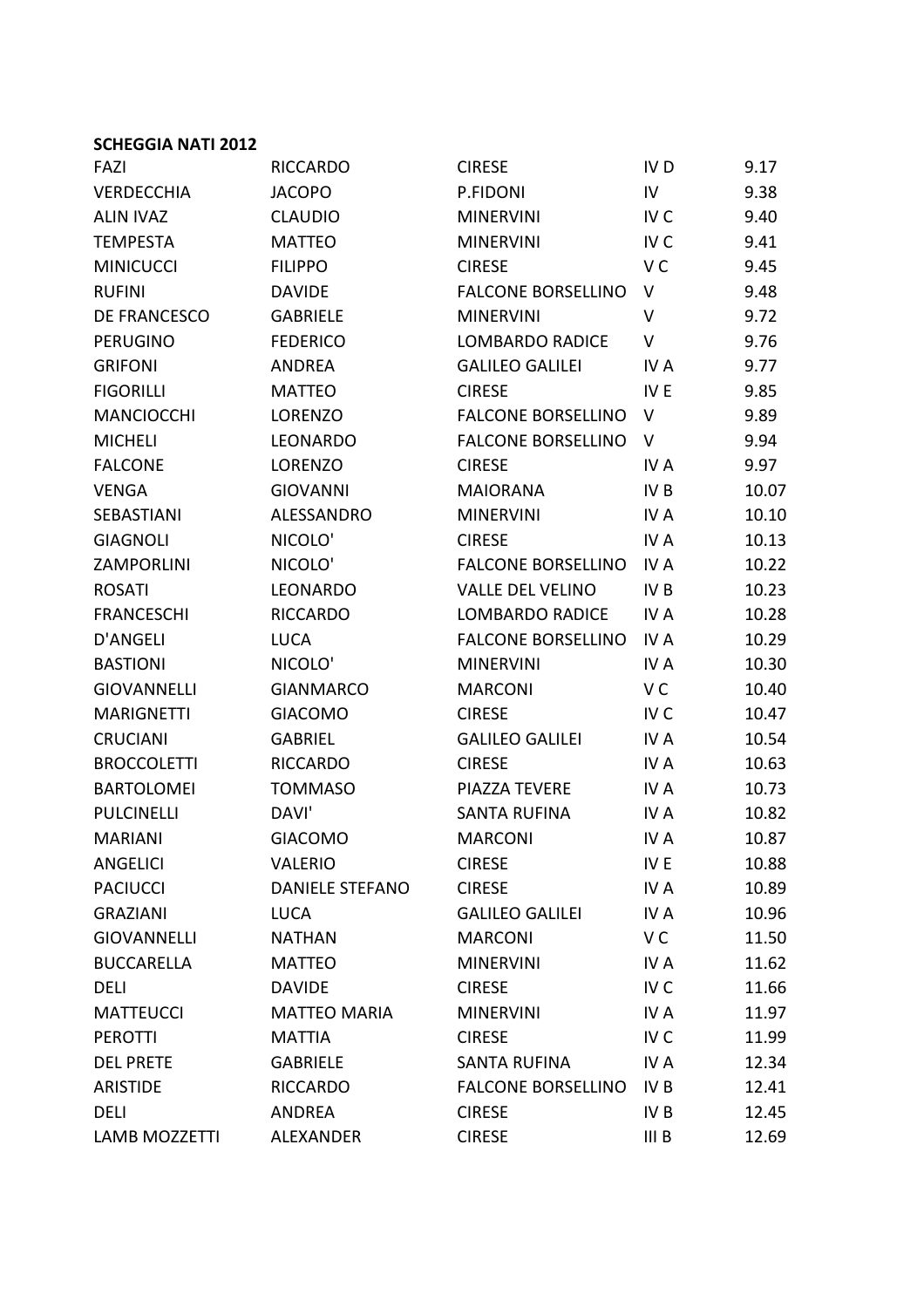**SCHEGGIA NATI 2012**

| | | | | |
|---|---|---|---|---|
| FAZI | RICCARDO | CIRESE | IV D | 9.17 |
| VERDECCHIA | JACOPO | P.FIDONI | IV | 9.38 |
| ALIN IVAZ | CLAUDIO | MINERVINI | IV C | 9.40 |
| TEMPESTA | MATTEO | MINERVINI | IV C | 9.41 |
| MINICUCCI | FILIPPO | CIRESE | V C | 9.45 |
| RUFINI | DAVIDE | FALCONE BORSELLINO | V | 9.48 |
| DE FRANCESCO | GABRIELE | MINERVINI | V | 9.72 |
| PERUGINO | FEDERICO | LOMBARDO RADICE | V | 9.76 |
| GRIFONI | ANDREA | GALILEO GALILEI | IV A | 9.77 |
| FIGORILLI | MATTEO | CIRESE | IV E | 9.85 |
| MANCIOCCHI | LORENZO | FALCONE BORSELLINO | V | 9.89 |
| MICHELI | LEONARDO | FALCONE BORSELLINO | V | 9.94 |
| FALCONE | LORENZO | CIRESE | IV A | 9.97 |
| VENGA | GIOVANNI | MAIORANA | IV B | 10.07 |
| SEBASTIANI | ALESSANDRO | MINERVINI | IV A | 10.10 |
| GIAGNOLI | NICOLO' | CIRESE | IV A | 10.13 |
| ZAMPORLINI | NICOLO' | FALCONE BORSELLINO | IV A | 10.22 |
| ROSATI | LEONARDO | VALLE DEL VELINO | IV B | 10.23 |
| FRANCESCHI | RICCARDO | LOMBARDO RADICE | IV A | 10.28 |
| D'ANGELI | LUCA | FALCONE BORSELLINO | IV A | 10.29 |
| BASTIONI | NICOLO' | MINERVINI | IV A | 10.30 |
| GIOVANNELLI | GIANMARCO | MARCONI | V C | 10.40 |
| MARIGNETTI | GIACOMO | CIRESE | IV C | 10.47 |
| CRUCIANI | GABRIEL | GALILEO GALILEI | IV A | 10.54 |
| BROCCOLETTI | RICCARDO | CIRESE | IV A | 10.63 |
| BARTOLOMEI | TOMMASO | PIAZZA TEVERE | IV A | 10.73 |
| PULCINELLI | DAVI' | SANTA RUFINA | IV A | 10.82 |
| MARIANI | GIACOMO | MARCONI | IV A | 10.87 |
| ANGELICI | VALERIO | CIRESE | IV E | 10.88 |
| PACIUCCI | DANIELE STEFANO | CIRESE | IV A | 10.89 |
| GRAZIANI | LUCA | GALILEO GALILEI | IV A | 10.96 |
| GIOVANNELLI | NATHAN | MARCONI | V C | 11.50 |
| BUCCARELLA | MATTEO | MINERVINI | IV A | 11.62 |
| DELI | DAVIDE | CIRESE | IV C | 11.66 |
| MATTEUCCI | MATTEO MARIA | MINERVINI | IV A | 11.97 |
| PEROTTI | MATTIA | CIRESE | IV C | 11.99 |
| DEL PRETE | GABRIELE | SANTA RUFINA | IV A | 12.34 |
| ARISTIDE | RICCARDO | FALCONE BORSELLINO | IV B | 12.41 |
| DELI | ANDREA | CIRESE | IV B | 12.45 |
| LAMB MOZZETTI | ALEXANDER | CIRESE | III B | 12.69 |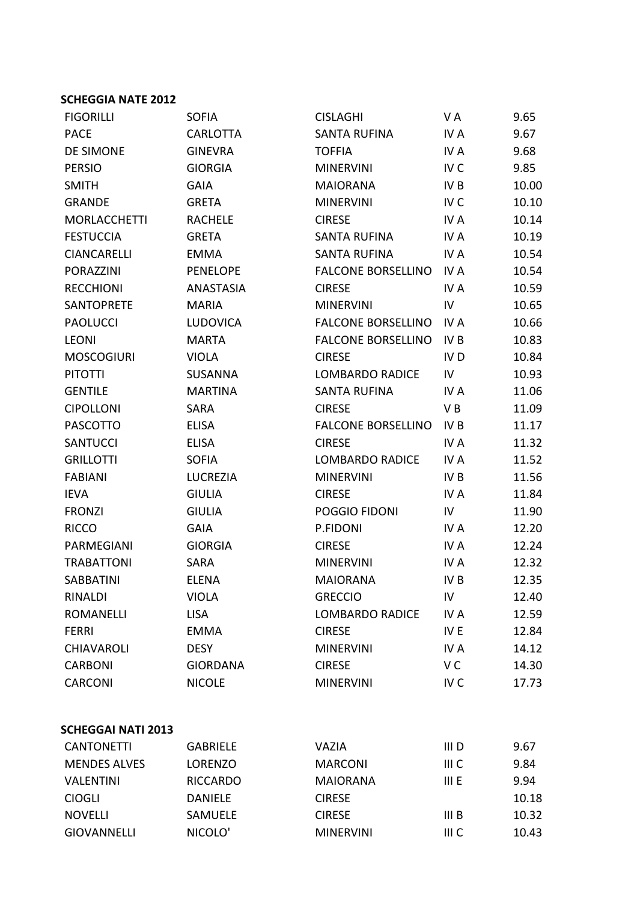**SCHEGGIA NATE 2012**

| | | | | |
|---|---|---|---|---|
| FIGORILLI | SOFIA | CISLAGHI | V A | 9.65 |
| PACE | CARLOTTA | SANTA RUFINA | IV A | 9.67 |
| DE SIMONE | GINEVRA | TOFFIA | IV A | 9.68 |
| PERSIO | GIORGIA | MINERVINI | IV C | 9.85 |
| SMITH | GAIA | MAIORANA | IV B | 10.00 |
| GRANDE | GRETA | MINERVINI | IV C | 10.10 |
| MORLACCHETTI | RACHELE | CIRESE | IV A | 10.14 |
| FESTUCCIA | GRETA | SANTA RUFINA | IV A | 10.19 |
| CIANCARELLI | EMMA | SANTA RUFINA | IV A | 10.54 |
| PORAZZINI | PENELOPE | FALCONE BORSELLINO | IV A | 10.54 |
| RECCHIONI | ANASTASIA | CIRESE | IV A | 10.59 |
| SANTOPRETE | MARIA | MINERVINI | IV | 10.65 |
| PAOLUCCI | LUDOVICA | FALCONE BORSELLINO | IV A | 10.66 |
| LEONI | MARTA | FALCONE BORSELLINO | IV B | 10.83 |
| MOSCOGIURI | VIOLA | CIRESE | IV D | 10.84 |
| PITOTTI | SUSANNA | LOMBARDO RADICE | IV | 10.93 |
| GENTILE | MARTINA | SANTA RUFINA | IV A | 11.06 |
| CIPOLLONI | SARA | CIRESE | V B | 11.09 |
| PASCOTTO | ELISA | FALCONE BORSELLINO | IV B | 11.17 |
| SANTUCCI | ELISA | CIRESE | IV A | 11.32 |
| GRILLOTTI | SOFIA | LOMBARDO RADICE | IV A | 11.52 |
| FABIANI | LUCREZIA | MINERVINI | IV B | 11.56 |
| IEVA | GIULIA | CIRESE | IV A | 11.84 |
| FRONZI | GIULIA | POGGIO FIDONI | IV | 11.90 |
| RICCO | GAIA | P.FIDONI | IV A | 12.20 |
| PARMEGIANI | GIORGIA | CIRESE | IV A | 12.24 |
| TRABATTONI | SARA | MINERVINI | IV A | 12.32 |
| SABBATINI | ELENA | MAIORANA | IV B | 12.35 |
| RINALDI | VIOLA | GRECCIO | IV | 12.40 |
| ROMANELLI | LISA | LOMBARDO RADICE | IV A | 12.59 |
| FERRI | EMMA | CIRESE | IV E | 12.84 |
| CHIAVAROLI | DESY | MINERVINI | IV A | 14.12 |
| CARBONI | GIORDANA | CIRESE | V C | 14.30 |
| CARCONI | NICOLE | MINERVINI | IV C | 17.73 |

**SCHEGGAI NATI 2013**

| | | | | |
|---|---|---|---|---|
| CANTONETTI | GABRIELE | VAZIA | III D | 9.67 |
| MENDES ALVES | LORENZO | MARCONI | III C | 9.84 |
| VALENTINI | RICCARDO | MAIORANA | III E | 9.94 |
| CIOGLI | DANIELE | CIRESE | | 10.18 |
| NOVELLI | SAMUELE | CIRESE | III B | 10.32 |
| GIOVANNELLI | NICOLO' | MINERVINI | III C | 10.43 |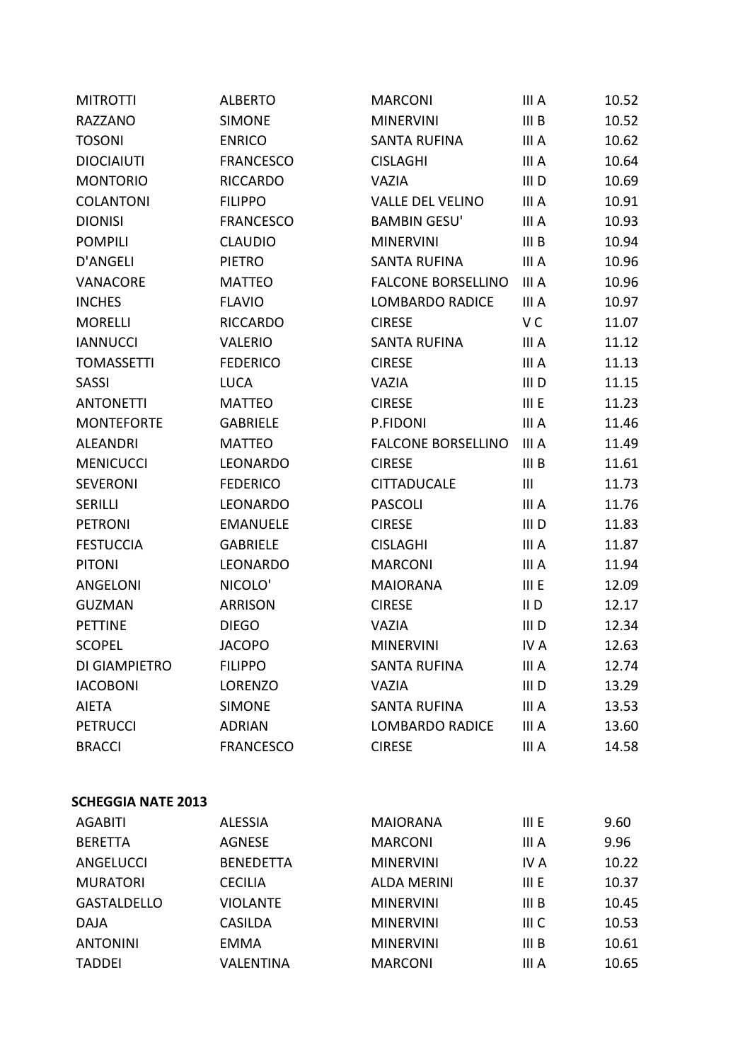| | | | | |
|---|---|---|---|---|
| MITROTTI | ALBERTO | MARCONI | III A | 10.52 |
| RAZZANO | SIMONE | MINERVINI | III B | 10.52 |
| TOSONI | ENRICO | SANTA RUFINA | III A | 10.62 |
| DIOCIAIUTI | FRANCESCO | CISLAGHI | III A | 10.64 |
| MONTORIO | RICCARDO | VAZIA | III D | 10.69 |
| COLANTONI | FILIPPO | VALLE DEL VELINO | III A | 10.91 |
| DIONISI | FRANCESCO | BAMBIN GESU' | III A | 10.93 |
| POMPILI | CLAUDIO | MINERVINI | III B | 10.94 |
| D'ANGELI | PIETRO | SANTA RUFINA | III A | 10.96 |
| VANACORE | MATTEO | FALCONE BORSELLINO | III A | 10.96 |
| INCHES | FLAVIO | LOMBARDO RADICE | III A | 10.97 |
| MORELLI | RICCARDO | CIRESE | V C | 11.07 |
| IANNUCCI | VALERIO | SANTA RUFINA | III A | 11.12 |
| TOMASSETTI | FEDERICO | CIRESE | III A | 11.13 |
| SASSI | LUCA | VAZIA | III D | 11.15 |
| ANTONETTI | MATTEO | CIRESE | III E | 11.23 |
| MONTEFORTE | GABRIELE | P.FIDONI | III A | 11.46 |
| ALEANDRI | MATTEO | FALCONE BORSELLINO | III A | 11.49 |
| MENICUCCI | LEONARDO | CIRESE | III B | 11.61 |
| SEVERONI | FEDERICO | CITTADUCALE | III | 11.73 |
| SERILLI | LEONARDO | PASCOLI | III A | 11.76 |
| PETRONI | EMANUELE | CIRESE | III D | 11.83 |
| FESTUCCIA | GABRIELE | CISLAGHI | III A | 11.87 |
| PITONI | LEONARDO | MARCONI | III A | 11.94 |
| ANGELONI | NICOLO' | MAIORANA | III E | 12.09 |
| GUZMAN | ARRISON | CIRESE | II D | 12.17 |
| PETTINE | DIEGO | VAZIA | III D | 12.34 |
| SCOPEL | JACOPO | MINERVINI | IV A | 12.63 |
| DI GIAMPIETRO | FILIPPO | SANTA RUFINA | III A | 12.74 |
| IACOBONI | LORENZO | VAZIA | III D | 13.29 |
| AIETA | SIMONE | SANTA RUFINA | III A | 13.53 |
| PETRUCCI | ADRIAN | LOMBARDO RADICE | III A | 13.60 |
| BRACCI | FRANCESCO | CIRESE | III A | 14.58 |

**SCHEGGIA NATE 2013**

| | | | | |
|---|---|---|---|---|
| AGABITI | ALESSIA | MAIORANA | III E | 9.60 |
| BERETTA | AGNESE | MARCONI | III A | 9.96 |
| ANGELUCCI | BENEDETTA | MINERVINI | IV A | 10.22 |
| MURATORI | CECILIA | ALDA MERINI | III E | 10.37 |
| GASTALDELLO | VIOLANTE | MINERVINI | III B | 10.45 |
| DAJA | CASILDA | MINERVINI | III C | 10.53 |
| ANTONINI | EMMA | MINERVINI | III B | 10.61 |
| TADDEI | VALENTINA | MARCONI | III A | 10.65 |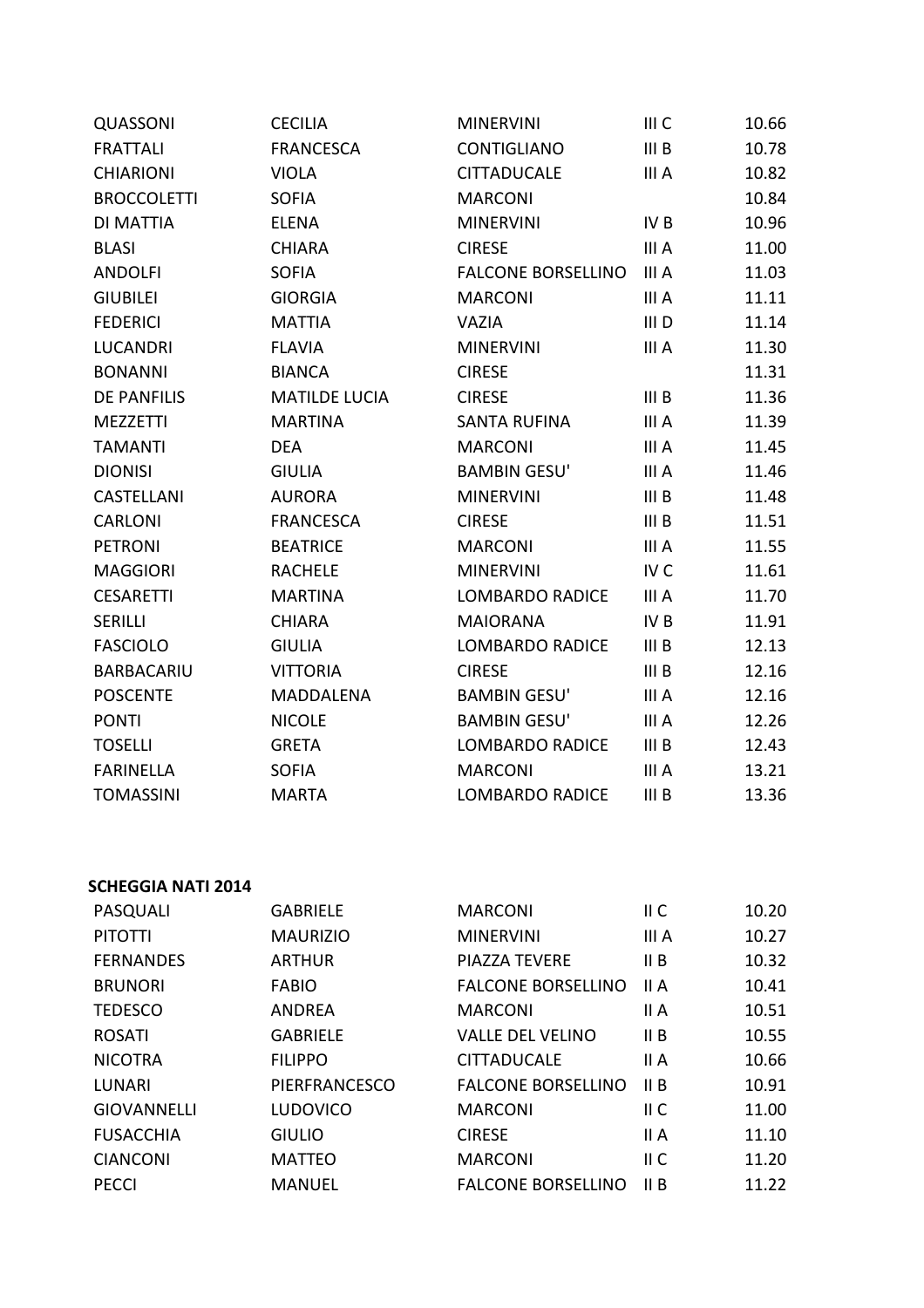| | | | | |
|---|---|---|---|---|
| QUASSONI | CECILIA | MINERVINI | III C | 10.66 |
| FRATTALI | FRANCESCA | CONTIGLIANO | III B | 10.78 |
| CHIARIONI | VIOLA | CITTADUCALE | III A | 10.82 |
| BROCCOLETTI | SOFIA | MARCONI | | 10.84 |
| DI MATTIA | ELENA | MINERVINI | IV B | 10.96 |
| BLASI | CHIARA | CIRESE | III A | 11.00 |
| ANDOLFI | SOFIA | FALCONE BORSELLINO | III A | 11.03 |
| GIUBILEI | GIORGIA | MARCONI | III A | 11.11 |
| FEDERICI | MATTIA | VAZIA | III D | 11.14 |
| LUCANDRI | FLAVIA | MINERVINI | III A | 11.30 |
| BONANNI | BIANCA | CIRESE | | 11.31 |
| DE PANFILIS | MATILDE LUCIA | CIRESE | III B | 11.36 |
| MEZZETTI | MARTINA | SANTA RUFINA | III A | 11.39 |
| TAMANTI | DEA | MARCONI | III A | 11.45 |
| DIONISI | GIULIA | BAMBIN GESU' | III A | 11.46 |
| CASTELLANI | AURORA | MINERVINI | III B | 11.48 |
| CARLONI | FRANCESCA | CIRESE | III B | 11.51 |
| PETRONI | BEATRICE | MARCONI | III A | 11.55 |
| MAGGIORI | RACHELE | MINERVINI | IV C | 11.61 |
| CESARETTI | MARTINA | LOMBARDO RADICE | III A | 11.70 |
| SERILLI | CHIARA | MAIORANA | IV B | 11.91 |
| FASCIOLO | GIULIA | LOMBARDO RADICE | III B | 12.13 |
| BARBACARIU | VITTORIA | CIRESE | III B | 12.16 |
| POSCENTE | MADDALENA | BAMBIN GESU' | III A | 12.16 |
| PONTI | NICOLE | BAMBIN GESU' | III A | 12.26 |
| TOSELLI | GRETA | LOMBARDO RADICE | III B | 12.43 |
| FARINELLA | SOFIA | MARCONI | III A | 13.21 |
| TOMASSINI | MARTA | LOMBARDO RADICE | III B | 13.36 |

**SCHEGGIA NATI 2014**

| | | | | |
|---|---|---|---|---|
| PASQUALI | GABRIELE | MARCONI | II C | 10.20 |
| PITOTTI | MAURIZIO | MINERVINI | III A | 10.27 |
| FERNANDES | ARTHUR | PIAZZA TEVERE | II B | 10.32 |
| BRUNORI | FABIO | FALCONE BORSELLINO | II A | 10.41 |
| TEDESCO | ANDREA | MARCONI | II A | 10.51 |
| ROSATI | GABRIELE | VALLE DEL VELINO | II B | 10.55 |
| NICOTRA | FILIPPO | CITTADUCALE | II A | 10.66 |
| LUNARI | PIERFRANCESCO | FALCONE BORSELLINO | II B | 10.91 |
| GIOVANNELLI | LUDOVICO | MARCONI | II C | 11.00 |
| FUSACCHIA | GIULIO | CIRESE | II A | 11.10 |
| CIANCONI | MATTEO | MARCONI | II C | 11.20 |
| PECCI | MANUEL | FALCONE BORSELLINO | II B | 11.22 |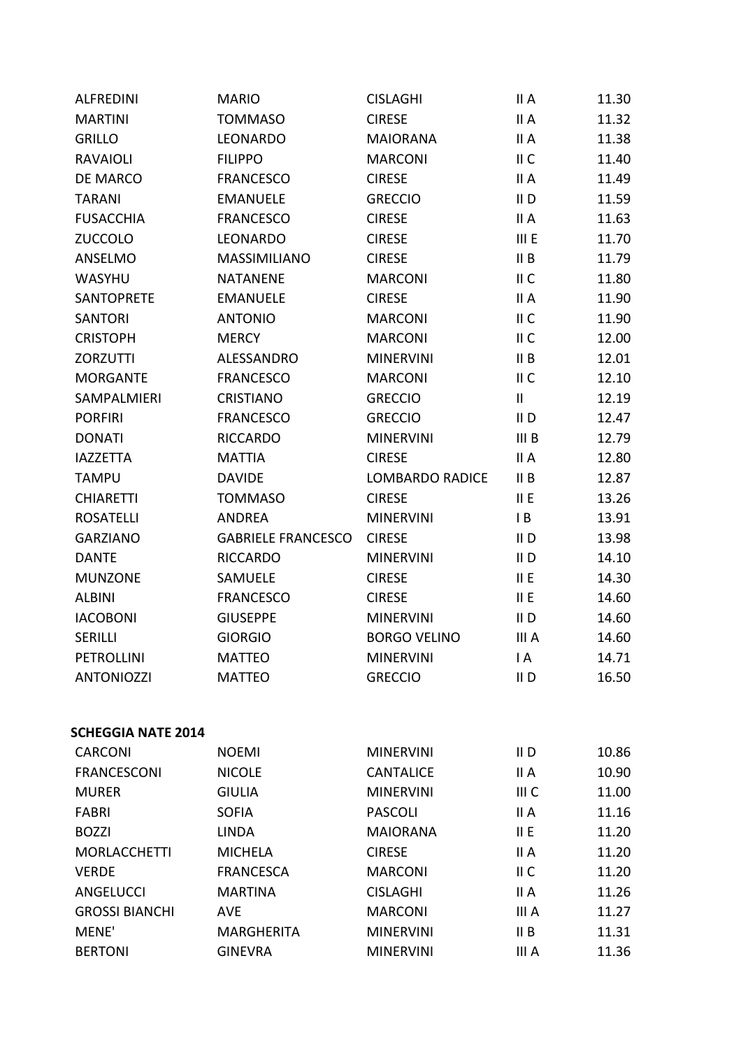| | | | | |
|---|---|---|---|---|
| ALFREDINI | MARIO | CISLAGHI | II A | 11.30 |
| MARTINI | TOMMASO | CIRESE | II A | 11.32 |
| GRILLO | LEONARDO | MAIORANA | II A | 11.38 |
| RAVAIOLI | FILIPPO | MARCONI | II C | 11.40 |
| DE MARCO | FRANCESCO | CIRESE | II A | 11.49 |
| TARANI | EMANUELE | GRECCIO | II D | 11.59 |
| FUSACCHIA | FRANCESCO | CIRESE | II A | 11.63 |
| ZUCCOLO | LEONARDO | CIRESE | III E | 11.70 |
| ANSELMO | MASSIMILIANO | CIRESE | II B | 11.79 |
| WASYHU | NATANENE | MARCONI | II C | 11.80 |
| SANTOPRETE | EMANUELE | CIRESE | II A | 11.90 |
| SANTORI | ANTONIO | MARCONI | II C | 11.90 |
| CRISTOPH | MERCY | MARCONI | II C | 12.00 |
| ZORZUTTI | ALESSANDRO | MINERVINI | II B | 12.01 |
| MORGANTE | FRANCESCO | MARCONI | II C | 12.10 |
| SAMPALMIERI | CRISTIANO | GRECCIO | II | 12.19 |
| PORFIRI | FRANCESCO | GRECCIO | II D | 12.47 |
| DONATI | RICCARDO | MINERVINI | III B | 12.79 |
| IAZZETTA | MATTIA | CIRESE | II A | 12.80 |
| TAMPU | DAVIDE | LOMBARDO RADICE | II B | 12.87 |
| CHIARETTI | TOMMASO | CIRESE | II E | 13.26 |
| ROSATELLI | ANDREA | MINERVINI | I B | 13.91 |
| GARZIANO | GABRIELE FRANCESCO | CIRESE | II D | 13.98 |
| DANTE | RICCARDO | MINERVINI | II D | 14.10 |
| MUNZONE | SAMUELE | CIRESE | II E | 14.30 |
| ALBINI | FRANCESCO | CIRESE | II E | 14.60 |
| IACOBONI | GIUSEPPE | MINERVINI | II D | 14.60 |
| SERILLI | GIORGIO | BORGO VELINO | III A | 14.60 |
| PETROLLINI | MATTEO | MINERVINI | I A | 14.71 |
| ANTONIOZZI | MATTEO | GRECCIO | II D | 16.50 |

**SCHEGGIA NATE 2014**

| | | | | |
|---|---|---|---|---|
| CARCONI | NOEMI | MINERVINI | II D | 10.86 |
| FRANCESCONI | NICOLE | CANTALICE | II A | 10.90 |
| MURER | GIULIA | MINERVINI | III C | 11.00 |
| FABRI | SOFIA | PASCOLI | II A | 11.16 |
| BOZZI | LINDA | MAIORANA | II E | 11.20 |
| MORLACCHETTI | MICHELA | CIRESE | II A | 11.20 |
| VERDE | FRANCESCA | MARCONI | II C | 11.20 |
| ANGELUCCI | MARTINA | CISLAGHI | II A | 11.26 |
| GROSSI BIANCHI | AVE | MARCONI | III A | 11.27 |
| MENE' | MARGHERITA | MINERVINI | II B | 11.31 |
| BERTONI | GINEVRA | MINERVINI | III A | 11.36 |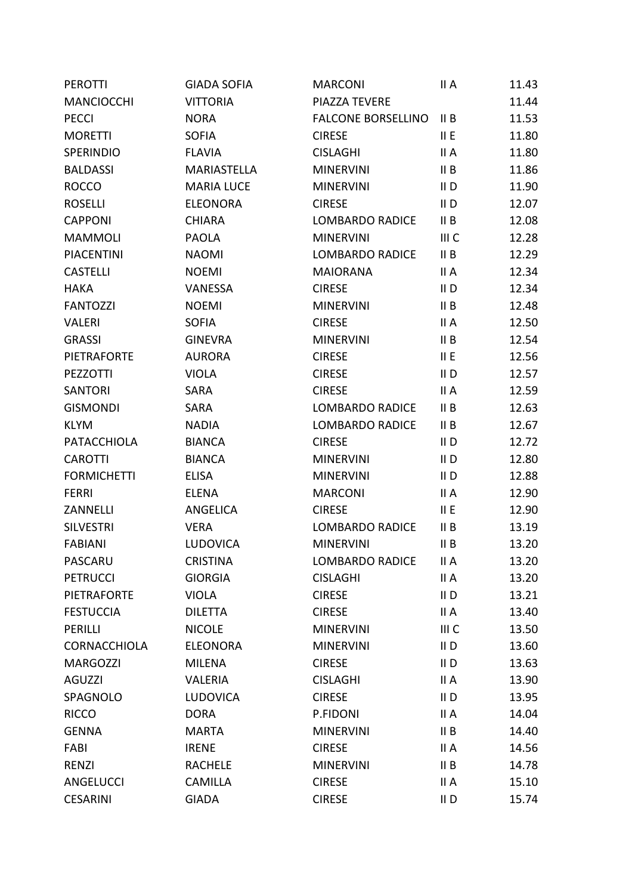| | | | | |
|---|---|---|---|---|
| PEROTTI | GIADA SOFIA | MARCONI | II A | 11.43 |
| MANCIOCCHI | VITTORIA | PIAZZA TEVERE | | 11.44 |
| PECCI | NORA | FALCONE BORSELLINO | II B | 11.53 |
| MORETTI | SOFIA | CIRESE | II E | 11.80 |
| SPERINDIO | FLAVIA | CISLAGHI | II A | 11.80 |
| BALDASSI | MARIASTELLA | MINERVINI | II B | 11.86 |
| ROCCO | MARIA LUCE | MINERVINI | II D | 11.90 |
| ROSELLI | ELEONORA | CIRESE | II D | 12.07 |
| CAPPONI | CHIARA | LOMBARDO RADICE | II B | 12.08 |
| MAMMOLI | PAOLA | MINERVINI | III C | 12.28 |
| PIACENTINI | NAOMI | LOMBARDO RADICE | II B | 12.29 |
| CASTELLI | NOEMI | MAIORANA | II A | 12.34 |
| HAKA | VANESSA | CIRESE | II D | 12.34 |
| FANTOZZI | NOEMI | MINERVINI | II B | 12.48 |
| VALERI | SOFIA | CIRESE | II A | 12.50 |
| GRASSI | GINEVRA | MINERVINI | II B | 12.54 |
| PIETRAFORTE | AURORA | CIRESE | II E | 12.56 |
| PEZZOTTI | VIOLA | CIRESE | II D | 12.57 |
| SANTORI | SARA | CIRESE | II A | 12.59 |
| GISMONDI | SARA | LOMBARDO RADICE | II B | 12.63 |
| KLYM | NADIA | LOMBARDO RADICE | II B | 12.67 |
| PATACCHIOLA | BIANCA | CIRESE | II D | 12.72 |
| CAROTTI | BIANCA | MINERVINI | II D | 12.80 |
| FORMICHETTI | ELISA | MINERVINI | II D | 12.88 |
| FERRI | ELENA | MARCONI | II A | 12.90 |
| ZANNELLI | ANGELICA | CIRESE | II E | 12.90 |
| SILVESTRI | VERA | LOMBARDO RADICE | II B | 13.19 |
| FABIANI | LUDOVICA | MINERVINI | II B | 13.20 |
| PASCARU | CRISTINA | LOMBARDO RADICE | II A | 13.20 |
| PETRUCCI | GIORGIA | CISLAGHI | II A | 13.20 |
| PIETRAFORTE | VIOLA | CIRESE | II D | 13.21 |
| FESTUCCIA | DILETTA | CIRESE | II A | 13.40 |
| PERILLI | NICOLE | MINERVINI | III C | 13.50 |
| CORNACCHIOLA | ELEONORA | MINERVINI | II D | 13.60 |
| MARGOZZI | MILENA | CIRESE | II D | 13.63 |
| AGUZZI | VALERIA | CISLAGHI | II A | 13.90 |
| SPAGNOLO | LUDOVICA | CIRESE | II D | 13.95 |
| RICCO | DORA | P.FIDONI | II A | 14.04 |
| GENNA | MARTA | MINERVINI | II B | 14.40 |
| FABI | IRENE | CIRESE | II A | 14.56 |
| RENZI | RACHELE | MINERVINI | II B | 14.78 |
| ANGELUCCI | CAMILLA | CIRESE | II A | 15.10 |
| CESARINI | GIADA | CIRESE | II D | 15.74 |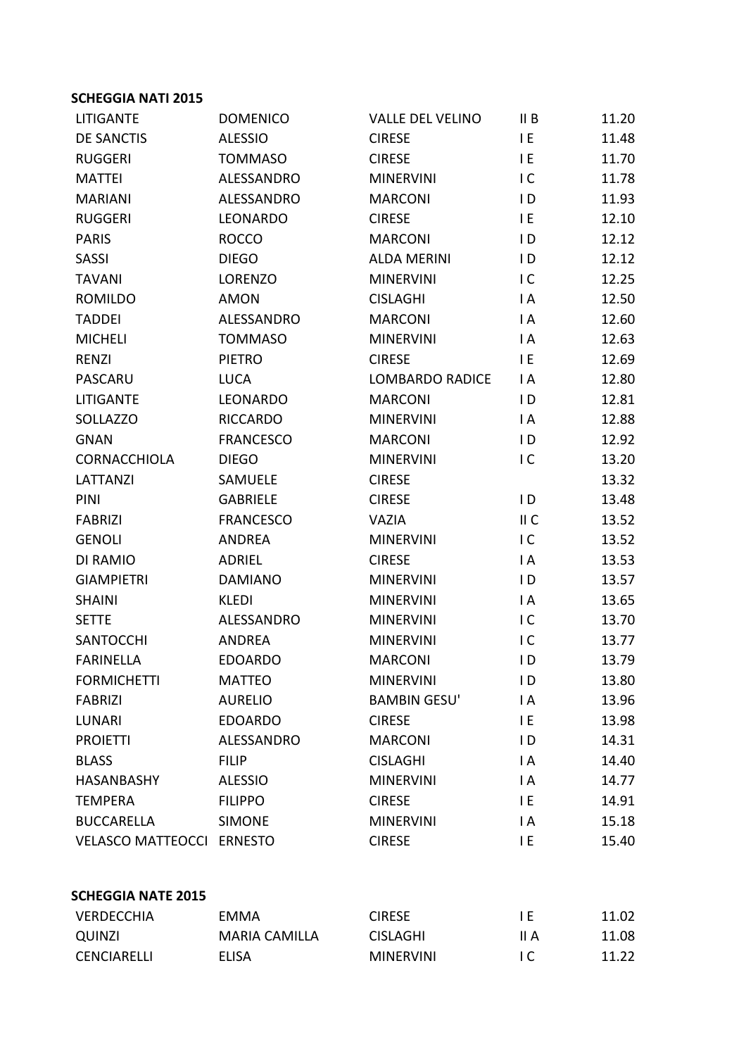**SCHEGGIA NATI 2015**

| | | | | |
|---|---|---|---|---|
| LITIGANTE | DOMENICO | VALLE DEL VELINO | II B | 11.20 |
| DE SANCTIS | ALESSIO | CIRESE | I E | 11.48 |
| RUGGERI | TOMMASO | CIRESE | I E | 11.70 |
| MATTEI | ALESSANDRO | MINERVINI | I C | 11.78 |
| MARIANI | ALESSANDRO | MARCONI | I D | 11.93 |
| RUGGERI | LEONARDO | CIRESE | I E | 12.10 |
| PARIS | ROCCO | MARCONI | I D | 12.12 |
| SASSI | DIEGO | ALDA MERINI | I D | 12.12 |
| TAVANI | LORENZO | MINERVINI | I C | 12.25 |
| ROMILDO | AMON | CISLAGHI | I A | 12.50 |
| TADDEI | ALESSANDRO | MARCONI | I A | 12.60 |
| MICHELI | TOMMASO | MINERVINI | I A | 12.63 |
| RENZI | PIETRO | CIRESE | I E | 12.69 |
| PASCARU | LUCA | LOMBARDO RADICE | I A | 12.80 |
| LITIGANTE | LEONARDO | MARCONI | I D | 12.81 |
| SOLLAZZO | RICCARDO | MINERVINI | I A | 12.88 |
| GNAN | FRANCESCO | MARCONI | I D | 12.92 |
| CORNACCHIOLA | DIEGO | MINERVINI | I C | 13.20 |
| LATTANZI | SAMUELE | CIRESE | | 13.32 |
| PINI | GABRIELE | CIRESE | I D | 13.48 |
| FABRIZI | FRANCESCO | VAZIA | II C | 13.52 |
| GENOLI | ANDREA | MINERVINI | I C | 13.52 |
| DI RAMIO | ADRIEL | CIRESE | I A | 13.53 |
| GIAMPIETRI | DAMIANO | MINERVINI | I D | 13.57 |
| SHAINI | KLEDI | MINERVINI | I A | 13.65 |
| SETTE | ALESSANDRO | MINERVINI | I C | 13.70 |
| SANTOCCHI | ANDREA | MINERVINI | I C | 13.77 |
| FARINELLA | EDOARDO | MARCONI | I D | 13.79 |
| FORMICHETTI | MATTEO | MINERVINI | I D | 13.80 |
| FABRIZI | AURELIO | BAMBIN GESU' | I A | 13.96 |
| LUNARI | EDOARDO | CIRESE | I E | 13.98 |
| PROIETTI | ALESSANDRO | MARCONI | I D | 14.31 |
| BLASS | FILIP | CISLAGHI | I A | 14.40 |
| HASANBASHY | ALESSIO | MINERVINI | I A | 14.77 |
| TEMPERA | FILIPPO | CIRESE | I E | 14.91 |
| BUCCARELLA | SIMONE | MINERVINI | I A | 15.18 |
| VELASCO MATTEOCCI | ERNESTO | CIRESE | I E | 15.40 |

**SCHEGGIA NATE 2015**

| | | | | |
|---|---|---|---|---|
| VERDECCHIA | EMMA | CIRESE | I E | 11.02 |
| QUINZI | MARIA CAMILLA | CISLAGHI | II A | 11.08 |
| CENCIARELLI | ELISA | MINERVINI | I C | 11.22 |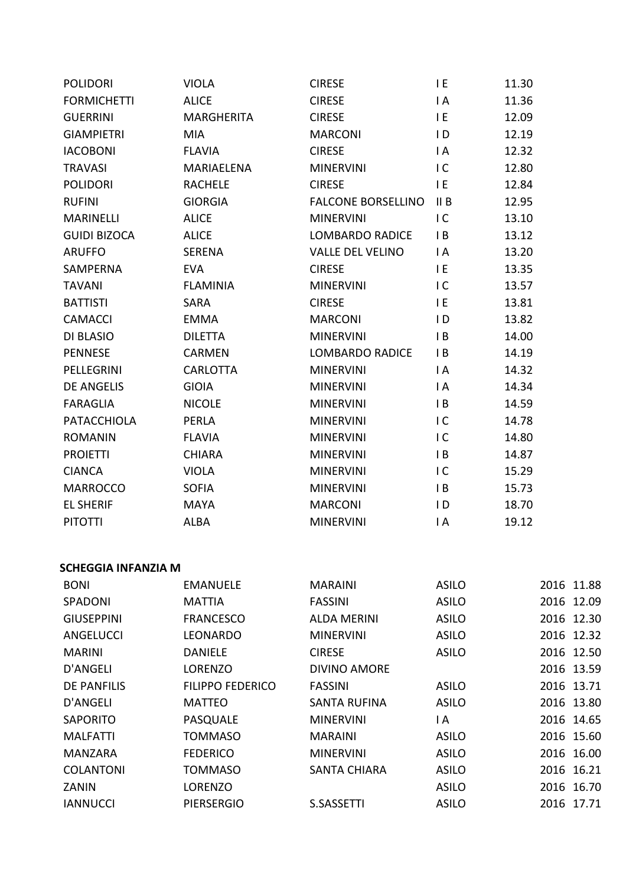| | | | | |
|---|---|---|---|---|
| POLIDORI | VIOLA | CIRESE | I E | 11.30 |
| FORMICHETTI | ALICE | CIRESE | I A | 11.36 |
| GUERRINI | MARGHERITA | CIRESE | I E | 12.09 |
| GIAMPIETRI | MIA | MARCONI | I D | 12.19 |
| IACOBONI | FLAVIA | CIRESE | I A | 12.32 |
| TRAVASI | MARIAELENA | MINERVINI | I C | 12.80 |
| POLIDORI | RACHELE | CIRESE | I E | 12.84 |
| RUFINI | GIORGIA | FALCONE BORSELLINO | II B | 12.95 |
| MARINELLI | ALICE | MINERVINI | I C | 13.10 |
| GUIDI BIZOCA | ALICE | LOMBARDO RADICE | I B | 13.12 |
| ARUFFO | SERENA | VALLE DEL VELINO | I A | 13.20 |
| SAMPERNA | EVA | CIRESE | I E | 13.35 |
| TAVANI | FLAMINIA | MINERVINI | I C | 13.57 |
| BATTISTI | SARA | CIRESE | I E | 13.81 |
| CAMACCI | EMMA | MARCONI | I D | 13.82 |
| DI BLASIO | DILETTA | MINERVINI | I B | 14.00 |
| PENNESE | CARMEN | LOMBARDO RADICE | I B | 14.19 |
| PELLEGRINI | CARLOTTA | MINERVINI | I A | 14.32 |
| DE ANGELIS | GIOIA | MINERVINI | I A | 14.34 |
| FARAGLIA | NICOLE | MINERVINI | I B | 14.59 |
| PATACCHIOLA | PERLA | MINERVINI | I C | 14.78 |
| ROMANIN | FLAVIA | MINERVINI | I C | 14.80 |
| PROIETTI | CHIARA | MINERVINI | I B | 14.87 |
| CIANCA | VIOLA | MINERVINI | I C | 15.29 |
| MARROCCO | SOFIA | MINERVINI | I B | 15.73 |
| EL SHERIF | MAYA | MARCONI | I D | 18.70 |
| PITOTTI | ALBA | MINERVINI | I A | 19.12 |

**SCHEGGIA INFANZIA M**

| | | | | | |
|---|---|---|---|---|---|
| BONI | EMANUELE | MARAINI | ASILO | 2016 | 11.88 |
| SPADONI | MATTIA | FASSINI | ASILO | 2016 | 12.09 |
| GIUSEPPINI | FRANCESCO | ALDA MERINI | ASILO | 2016 | 12.30 |
| ANGELUCCI | LEONARDO | MINERVINI | ASILO | 2016 | 12.32 |
| MARINI | DANIELE | CIRESE | ASILO | 2016 | 12.50 |
| D'ANGELI | LORENZO | DIVINO AMORE | | 2016 | 13.59 |
| DE PANFILIS | FILIPPO FEDERICO | FASSINI | ASILO | 2016 | 13.71 |
| D'ANGELI | MATTEO | SANTA RUFINA | ASILO | 2016 | 13.80 |
| SAPORITO | PASQUALE | MINERVINI | I A | 2016 | 14.65 |
| MALFATTI | TOMMASO | MARAINI | ASILO | 2016 | 15.60 |
| MANZARA | FEDERICO | MINERVINI | ASILO | 2016 | 16.00 |
| COLANTONI | TOMMASO | SANTA CHIARA | ASILO | 2016 | 16.21 |
| ZANIN | LORENZO | | ASILO | 2016 | 16.70 |
| IANNUCCI | PIERSERGIO | S.SASSETTI | ASILO | 2016 | 17.71 |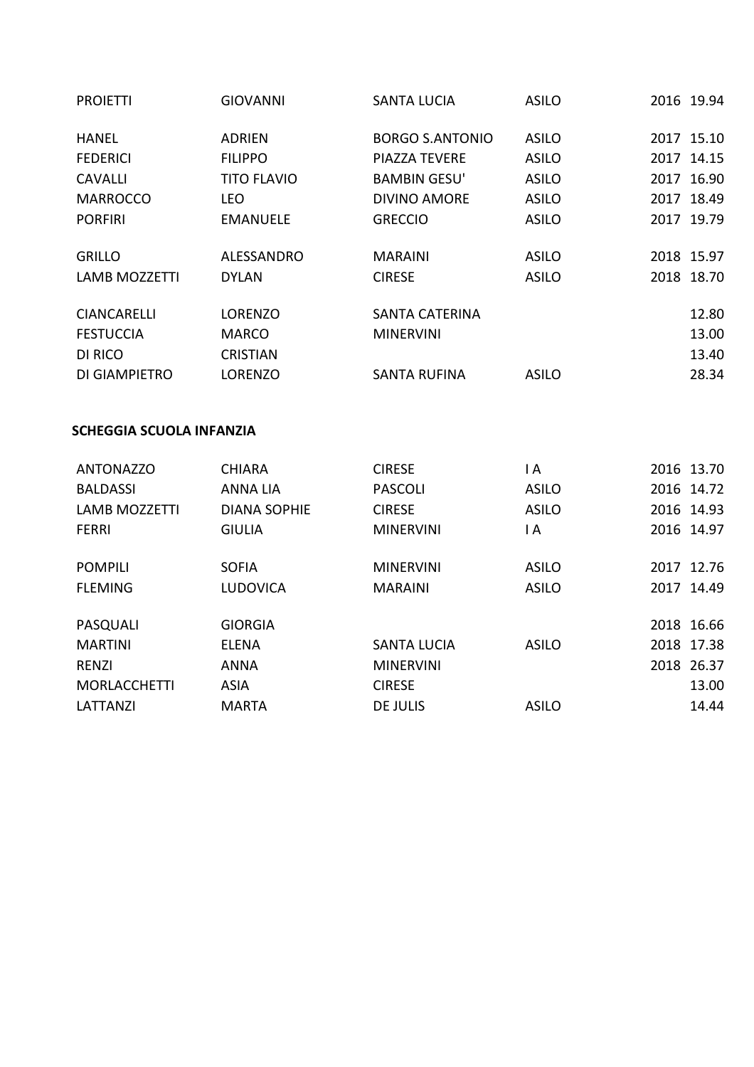| | | | | | |
|---|---|---|---|---|---|
| PROIETTI | GIOVANNI | SANTA LUCIA | ASILO | 2016 | 19.94 |
| | | | | | |
| HANEL | ADRIEN | BORGO S.ANTONIO | ASILO | 2017 | 15.10 |
| FEDERICI | FILIPPO | PIAZZA TEVERE | ASILO | 2017 | 14.15 |
| CAVALLI | TITO FLAVIO | BAMBIN GESU' | ASILO | 2017 | 16.90 |
| MARROCCO | LEO | DIVINO AMORE | ASILO | 2017 | 18.49 |
| PORFIRI | EMANUELE | GRECCIO | ASILO | 2017 | 19.79 |
| | | | | | |
| GRILLO | ALESSANDRO | MARAINI | ASILO | 2018 | 15.97 |
| LAMB MOZZETTI | DYLAN | CIRESE | ASILO | 2018 | 18.70 |
| | | | | | |
| CIANCARELLI | LORENZO | SANTA CATERINA | | | 12.80 |
| FESTUCCIA | MARCO | MINERVINI | | | 13.00 |
| DI RICO | CRISTIAN | | | | 13.40 |
| DI GIAMPIETRO | LORENZO | SANTA RUFINA | ASILO | | 28.34 |

**SCHEGGIA SCUOLA INFANZIA**

| | | | | | |
|---|---|---|---|---|---|
| ANTONAZZO | CHIARA | CIRESE | I A | 2016 | 13.70 |
| BALDASSI | ANNA LIA | PASCOLI | ASILO | 2016 | 14.72 |
| LAMB MOZZETTI | DIANA SOPHIE | CIRESE | ASILO | 2016 | 14.93 |
| FERRI | GIULIA | MINERVINI | I A | 2016 | 14.97 |
| | | | | | |
| POMPILI | SOFIA | MINERVINI | ASILO | 2017 | 12.76 |
| FLEMING | LUDOVICA | MARAINI | ASILO | 2017 | 14.49 |
| | | | | | |
| PASQUALI | GIORGIA | | | 2018 | 16.66 |
| MARTINI | ELENA | SANTA LUCIA | ASILO | 2018 | 17.38 |
| RENZI | ANNA | MINERVINI | | 2018 | 26.37 |
| MORLACCHETTI | ASIA | CIRESE | | | 13.00 |
| LATTANZI | MARTA | DE JULIS | ASILO | | 14.44 |